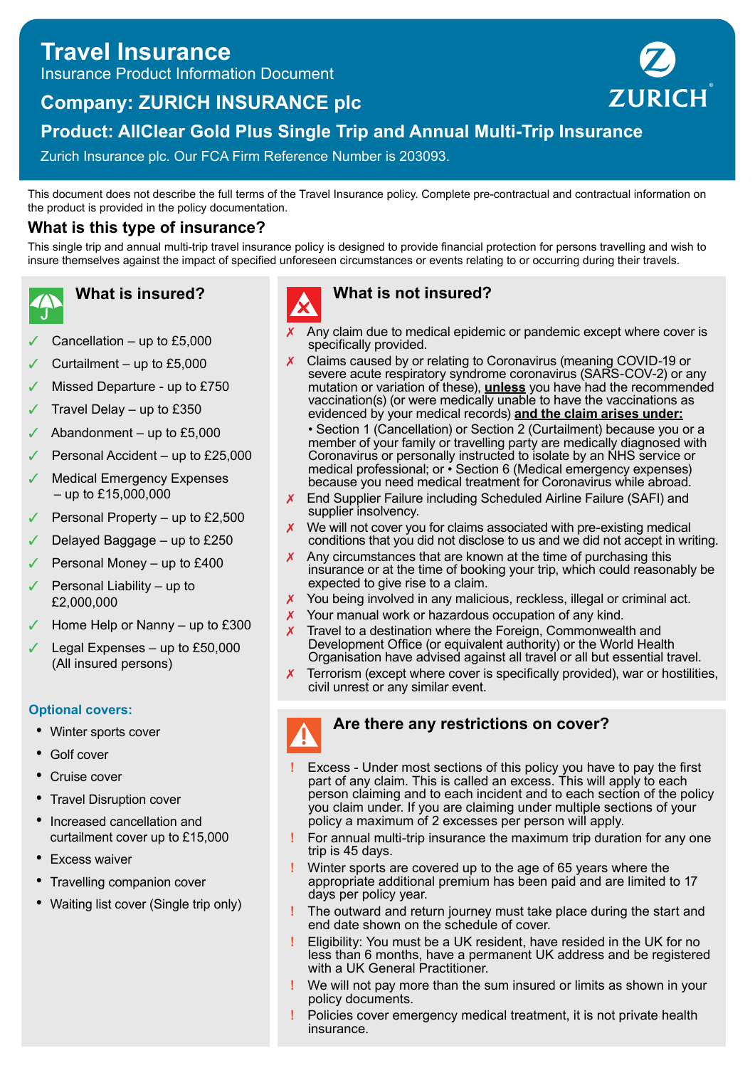# Travel Insurance

Insurance Product Information Document

## Company: ZURICH INSURANCE plc

## Product: AllClear Gold Plus Single Trip and Annual Multi-Trip Insurance

Zurich Insurance plc. Our FCA Firm Reference Number is 203093.

This document does not describe the full terms of the Travel Insurance policy. Complete pre-contractual and contractual information on the product is provided in the policy documentation.

## What is this type of insurance?

This single trip and annual multi-trip travel insurance policy is designed to provide financial protection for persons travelling and wish to insure themselves against the impact of specified unforeseen circumstances or events relating to or occurring during their travels.

## What is insured?

- ✓ Cancellation – up to £5,000
- ✓ Curtailment – up to £5,000
- ✓ Missed Departure - up to £750
- ✓ Travel Delay – up to £350
- ✓ Abandonment – up to £5,000
- ✓ Personal Accident – up to £25,000
- ✓ Medical Emergency Expenses – up to £15,000,000
- ✓ Personal Property – up to £2,500
- ✓ Delayed Baggage – up to £250
- ✓ Personal Money – up to £400
- ✓ Personal Liability – up to £2,000,000
- ✓ Home Help or Nanny – up to £300
- ✓ Legal Expenses – up to £50,000 (All insured persons)

**Optional covers:**

- Winter sports cover
- Golf cover
- Cruise cover
- Travel Disruption cover
- Increased cancellation and curtailment cover up to £15,000
- Excess waiver
- Travelling companion cover
- Waiting list cover (Single trip only)

## What is not insured?

- ✗ Any claim due to medical epidemic or pandemic except where cover is specifically provided.
- ✗ Claims caused by or relating to Coronavirus (meaning COVID-19 or severe acute respiratory syndrome coronavirus (SARS-COV-2) or any mutation or variation of these), **unless** you have had the recommended vaccination(s) (or were medically unable to have the vaccinations as evidenced by your medical records) **and the claim arises under:** • Section 1 (Cancellation) or Section 2 (Curtailment) because you or a member of your family or travelling party are medically diagnosed with Coronavirus or personally instructed to isolate by an NHS service or medical professional; or • Section 6 (Medical emergency expenses) because you need medical treatment for Coronavirus while abroad.
- ✗ End Supplier Failure including Scheduled Airline Failure (SAFI) and supplier insolvency.
- ✗ We will not cover you for claims associated with pre-existing medical conditions that you did not disclose to us and we did not accept in writing.
- ✗ Any circumstances that are known at the time of purchasing this insurance or at the time of booking your trip, which could reasonably be expected to give rise to a claim.
- ✗ You being involved in any malicious, reckless, illegal or criminal act.
- ✗ Your manual work or hazardous occupation of any kind.
- ✗ Travel to a destination where the Foreign, Commonwealth and Development Office (or equivalent authority) or the World Health Organisation have advised against all travel or all but essential travel.
- ✗ Terrorism (except where cover is specifically provided), war or hostilities, civil unrest or any similar event.

## Are there any restrictions on cover?

- ! Excess - Under most sections of this policy you have to pay the first part of any claim. This is called an excess. This will apply to each person claiming and to each incident and to each section of the policy you claim under. If you are claiming under multiple sections of your policy a maximum of 2 excesses per person will apply.
- ! For annual multi-trip insurance the maximum trip duration for any one trip is 45 days.
- ! Winter sports are covered up to the age of 65 years where the appropriate additional premium has been paid and are limited to 17 days per policy year.
- ! The outward and return journey must take place during the start and end date shown on the schedule of cover.
- ! Eligibility: You must be a UK resident, have resided in the UK for no less than 6 months, have a permanent UK address and be registered with a UK General Practitioner.
- ! We will not pay more than the sum insured or limits as shown in your policy documents.
- ! Policies cover emergency medical treatment, it is not private health insurance.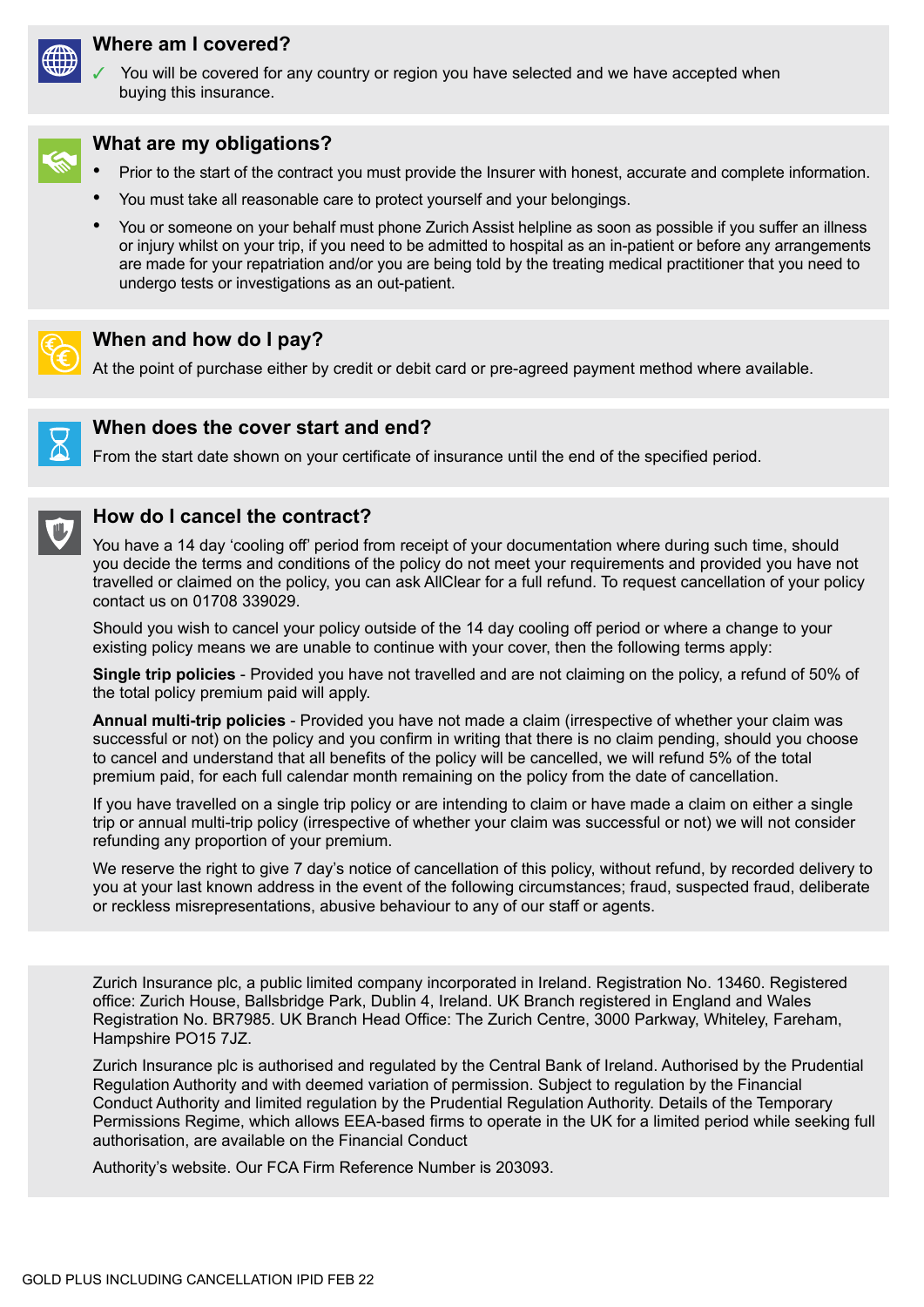## Where am I covered?

✓ You will be covered for any country or region you have selected and we have accepted when buying this insurance.

## What are my obligations?

- Prior to the start of the contract you must provide the Insurer with honest, accurate and complete information.
- You must take all reasonable care to protect yourself and your belongings.
- You or someone on your behalf must phone Zurich Assist helpline as soon as possible if you suffer an illness or injury whilst on your trip, if you need to be admitted to hospital as an in-patient or before any arrangements are made for your repatriation and/or you are being told by the treating medical practitioner that you need to undergo tests or investigations as an out-patient.

## When and how do I pay?

At the point of purchase either by credit or debit card or pre-agreed payment method where available.

## When does the cover start and end?

From the start date shown on your certificate of insurance until the end of the specified period.

## How do I cancel the contract?

You have a 14 day 'cooling off' period from receipt of your documentation where during such time, should you decide the terms and conditions of the policy do not meet your requirements and provided you have not travelled or claimed on the policy, you can ask AllClear for a full refund. To request cancellation of your policy contact us on 01708 339029.

Should you wish to cancel your policy outside of the 14 day cooling off period or where a change to your existing policy means we are unable to continue with your cover, then the following terms apply:

**Single trip policies** - Provided you have not travelled and are not claiming on the policy, a refund of 50% of the total policy premium paid will apply.

**Annual multi-trip policies** - Provided you have not made a claim (irrespective of whether your claim was successful or not) on the policy and you confirm in writing that there is no claim pending, should you choose to cancel and understand that all benefits of the policy will be cancelled, we will refund 5% of the total premium paid, for each full calendar month remaining on the policy from the date of cancellation.

If you have travelled on a single trip policy or are intending to claim or have made a claim on either a single trip or annual multi-trip policy (irrespective of whether your claim was successful or not) we will not consider refunding any proportion of your premium.

We reserve the right to give 7 day's notice of cancellation of this policy, without refund, by recorded delivery to you at your last known address in the event of the following circumstances; fraud, suspected fraud, deliberate or reckless misrepresentations, abusive behaviour to any of our staff or agents.

Zurich Insurance plc, a public limited company incorporated in Ireland. Registration No. 13460. Registered office: Zurich House, Ballsbridge Park, Dublin 4, Ireland. UK Branch registered in England and Wales Registration No. BR7985. UK Branch Head Office: The Zurich Centre, 3000 Parkway, Whiteley, Fareham, Hampshire PO15 7JZ.

Zurich Insurance plc is authorised and regulated by the Central Bank of Ireland. Authorised by the Prudential Regulation Authority and with deemed variation of permission. Subject to regulation by the Financial Conduct Authority and limited regulation by the Prudential Regulation Authority. Details of the Temporary Permissions Regime, which allows EEA-based firms to operate in the UK for a limited period while seeking full authorisation, are available on the Financial Conduct

Authority's website. Our FCA Firm Reference Number is 203093.

GOLD PLUS INCLUDING CANCELLATION IPID FEB 22